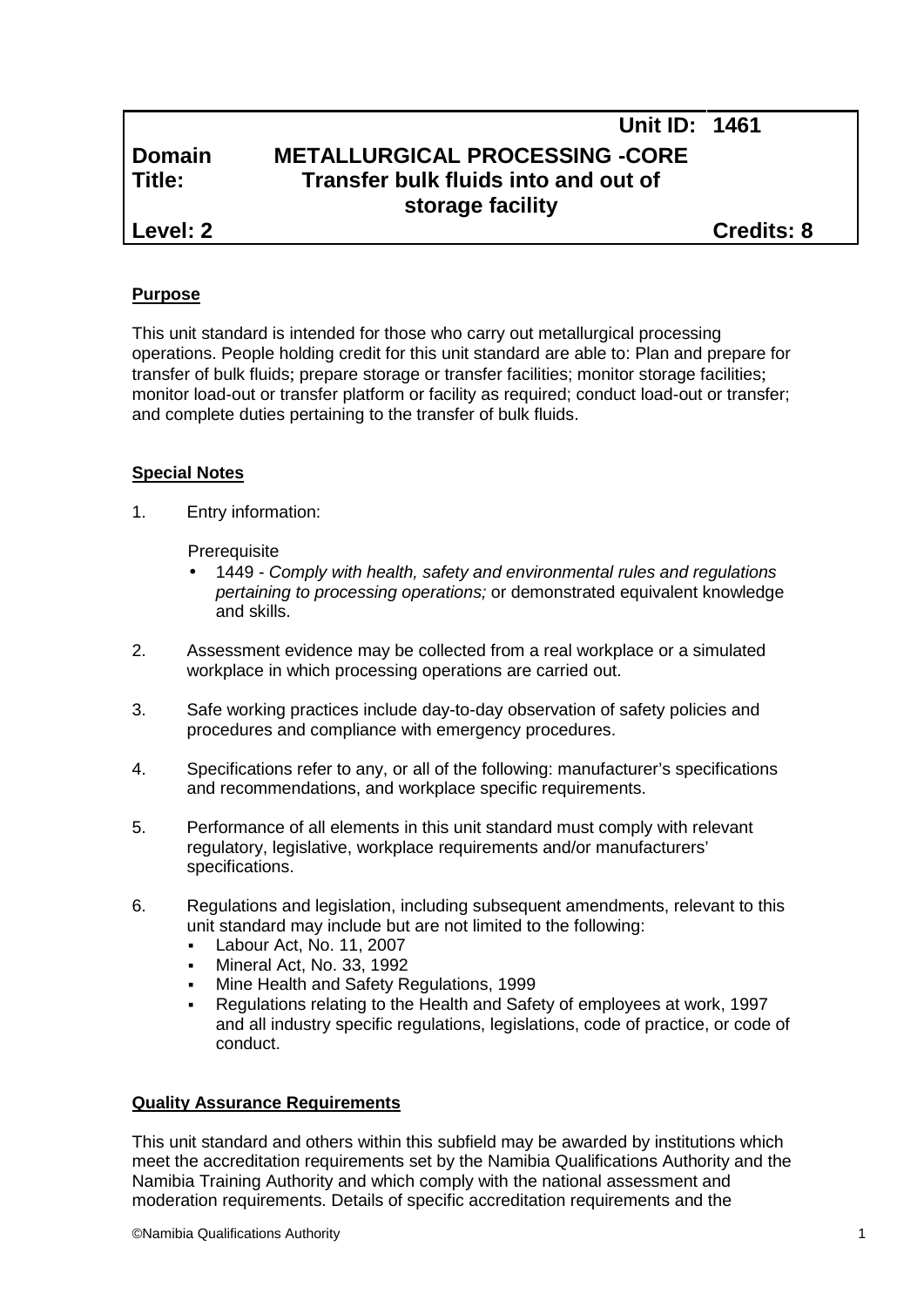| | | Unit ID: | 1461 |
|---|---|---|---|
| **Domain** | **METALLURGICAL PROCESSING -CORE** | | |
| **Title:** | **Transfer bulk fluids into and out of storage facility** | | |
| **Level: 2** | | | **Credits: 8** |

## Purpose

This unit standard is intended for those who carry out metallurgical processing operations. People holding credit for this unit standard are able to: Plan and prepare for transfer of bulk fluids; prepare storage or transfer facilities; monitor storage facilities; monitor load-out or transfer platform or facility as required; conduct load-out or transfer; and complete duties pertaining to the transfer of bulk fluids.

## Special Notes

1. Entry information:

   Prerequisite
   - 1449 - *Comply with health, safety and environmental rules and regulations pertaining to processing operations;* or demonstrated equivalent knowledge and skills.

2. Assessment evidence may be collected from a real workplace or a simulated workplace in which processing operations are carried out.

3. Safe working practices include day-to-day observation of safety policies and procedures and compliance with emergency procedures.

4. Specifications refer to any, or all of the following: manufacturer's specifications and recommendations, and workplace specific requirements.

5. Performance of all elements in this unit standard must comply with relevant regulatory, legislative, workplace requirements and/or manufacturers' specifications.

6. Regulations and legislation, including subsequent amendments, relevant to this unit standard may include but are not limited to the following:
   - Labour Act, No. 11, 2007
   - Mineral Act, No. 33, 1992
   - Mine Health and Safety Regulations, 1999
   - Regulations relating to the Health and Safety of employees at work, 1997 and all industry specific regulations, legislations, code of practice, or code of conduct.

## Quality Assurance Requirements

This unit standard and others within this subfield may be awarded by institutions which meet the accreditation requirements set by the Namibia Qualifications Authority and the Namibia Training Authority and which comply with the national assessment and moderation requirements. Details of specific accreditation requirements and the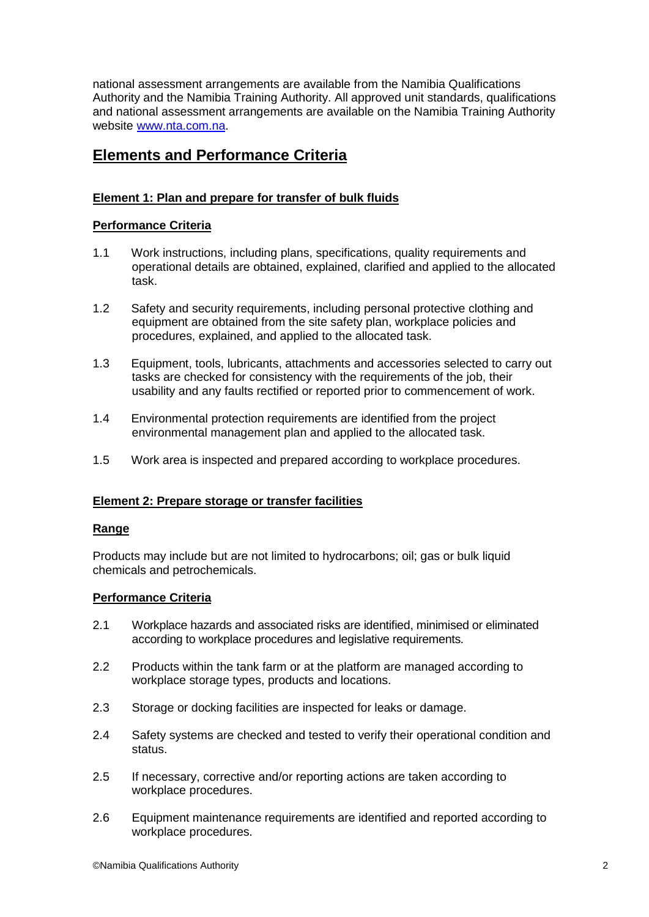national assessment arrangements are available from the Namibia Qualifications Authority and the Namibia Training Authority. All approved unit standards, qualifications and national assessment arrangements are available on the Namibia Training Authority website [www.nta.com.na](www.nta.com.na).

## Elements and Performance Criteria

### Element 1: Plan and prepare for transfer of bulk fluids

#### Performance Criteria

1.1 Work instructions, including plans, specifications, quality requirements and operational details are obtained, explained, clarified and applied to the allocated task.

1.2 Safety and security requirements, including personal protective clothing and equipment are obtained from the site safety plan, workplace policies and procedures, explained, and applied to the allocated task.

1.3 Equipment, tools, lubricants, attachments and accessories selected to carry out tasks are checked for consistency with the requirements of the job, their usability and any faults rectified or reported prior to commencement of work.

1.4 Environmental protection requirements are identified from the project environmental management plan and applied to the allocated task.

1.5 Work area is inspected and prepared according to workplace procedures.

### Element 2: Prepare storage or transfer facilities

#### Range

Products may include but are not limited to hydrocarbons; oil; gas or bulk liquid chemicals and petrochemicals.

#### Performance Criteria

2.1 Workplace hazards and associated risks are identified, minimised or eliminated according to workplace procedures and legislative requirements.

2.2 Products within the tank farm or at the platform are managed according to workplace storage types, products and locations.

2.3 Storage or docking facilities are inspected for leaks or damage.

2.4 Safety systems are checked and tested to verify their operational condition and status.

2.5 If necessary, corrective and/or reporting actions are taken according to workplace procedures.

2.6 Equipment maintenance requirements are identified and reported according to workplace procedures.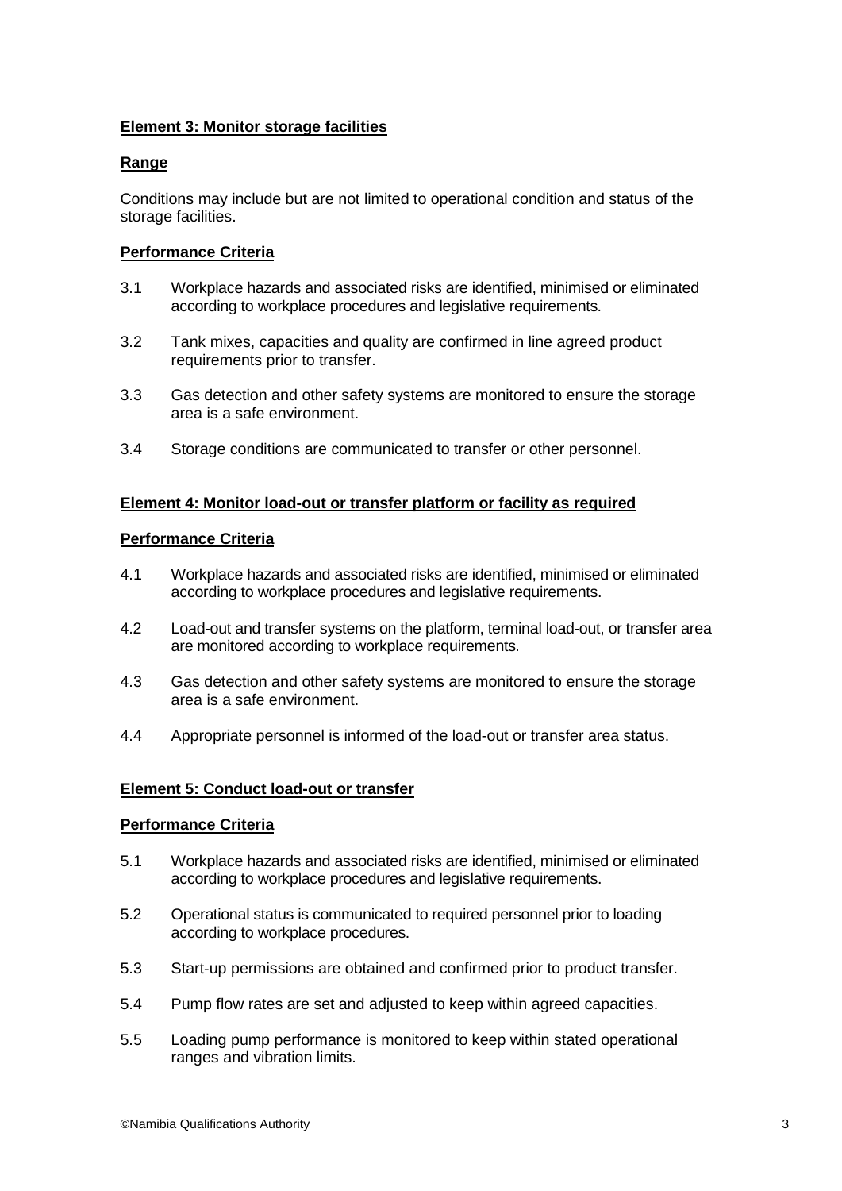**Element 3: Monitor storage facilities**

**Range**

Conditions may include but are not limited to operational condition and status of the storage facilities.

**Performance Criteria**

3.1 Workplace hazards and associated risks are identified, minimised or eliminated according to workplace procedures and legislative requirements.

3.2 Tank mixes, capacities and quality are confirmed in line agreed product requirements prior to transfer.

3.3 Gas detection and other safety systems are monitored to ensure the storage area is a safe environment.

3.4 Storage conditions are communicated to transfer or other personnel.

**Element 4: Monitor load-out or transfer platform or facility as required**

**Performance Criteria**

4.1 Workplace hazards and associated risks are identified, minimised or eliminated according to workplace procedures and legislative requirements.

4.2 Load-out and transfer systems on the platform, terminal load-out, or transfer area are monitored according to workplace requirements.

4.3 Gas detection and other safety systems are monitored to ensure the storage area is a safe environment.

4.4 Appropriate personnel is informed of the load-out or transfer area status.

**Element 5: Conduct load-out or transfer**

**Performance Criteria**

5.1 Workplace hazards and associated risks are identified, minimised or eliminated according to workplace procedures and legislative requirements.

5.2 Operational status is communicated to required personnel prior to loading according to workplace procedures.

5.3 Start-up permissions are obtained and confirmed prior to product transfer.

5.4 Pump flow rates are set and adjusted to keep within agreed capacities.

5.5 Loading pump performance is monitored to keep within stated operational ranges and vibration limits.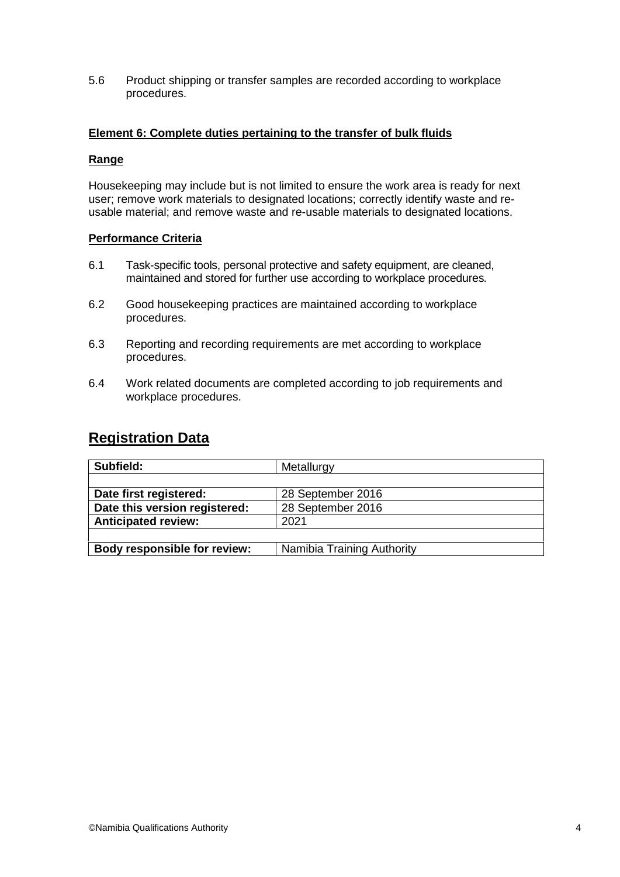5.6 Product shipping or transfer samples are recorded according to workplace procedures.

**Element 6: Complete duties pertaining to the transfer of bulk fluids**

**Range**

Housekeeping may include but is not limited to ensure the work area is ready for next user; remove work materials to designated locations; correctly identify waste and re-usable material; and remove waste and re-usable materials to designated locations.

**Performance Criteria**

6.1 Task-specific tools, personal protective and safety equipment, are cleaned, maintained and stored for further use according to workplace procedures.

6.2 Good housekeeping practices are maintained according to workplace procedures.

6.3 Reporting and recording requirements are met according to workplace procedures.

6.4 Work related documents are completed according to job requirements and workplace procedures.

## Registration Data

| | |
|---|---|
| **Subfield:** | Metallurgy |
| | |
| **Date first registered:** | 28 September 2016 |
| **Date this version registered:** | 28 September 2016 |
| **Anticipated review:** | 2021 |
| | |
| **Body responsible for review:** | Namibia Training Authority |

©Namibia Qualifications Authority